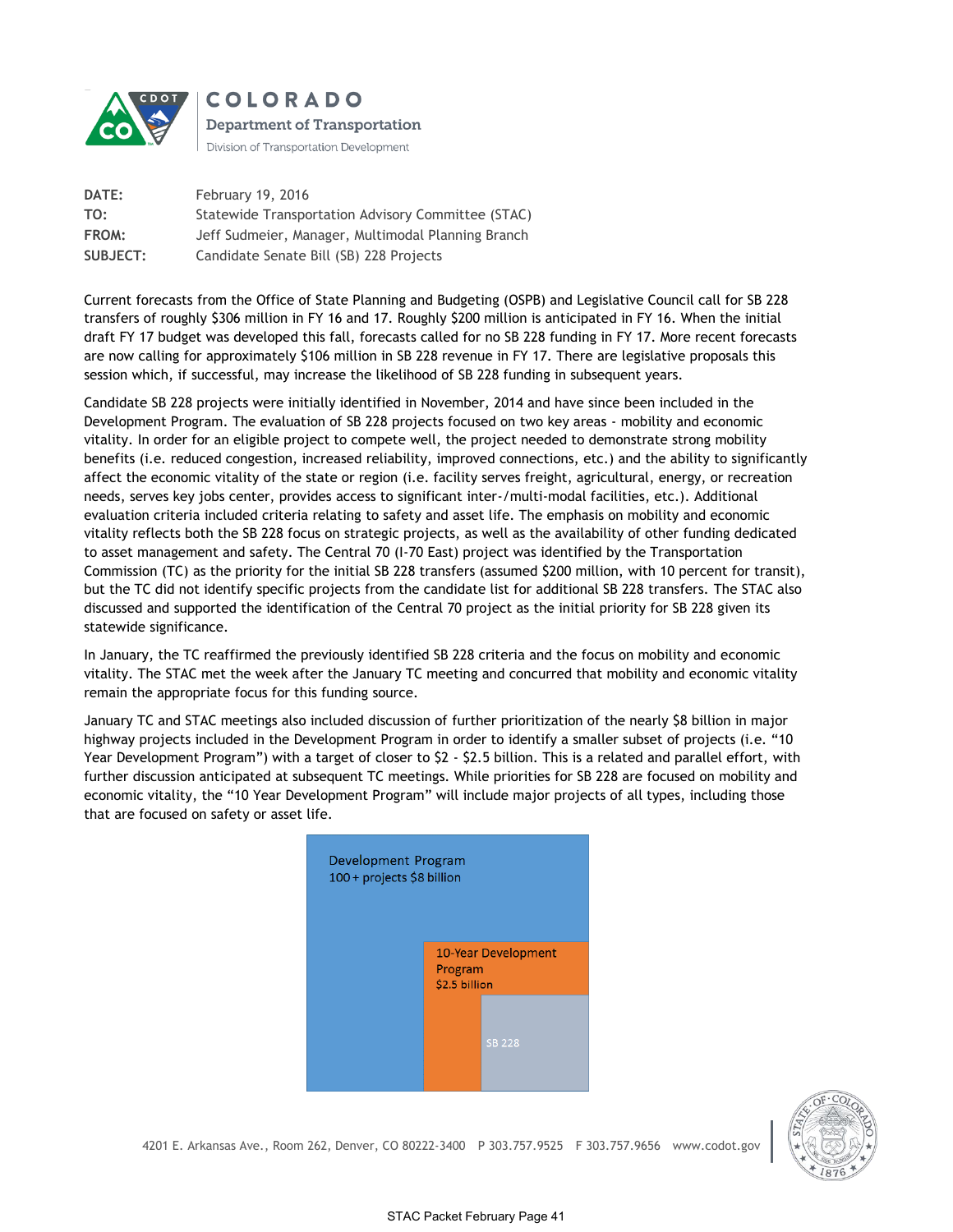**COLORADO**
**Department of Transportation**
Division of Transportation Development

| | |
|---|---|
| **DATE:** | February 19, 2016 |
| **TO:** | Statewide Transportation Advisory Committee (STAC) |
| **FROM:** | Jeff Sudmeier, Manager, Multimodal Planning Branch |
| **SUBJECT:** | Candidate Senate Bill (SB) 228 Projects |

Current forecasts from the Office of State Planning and Budgeting (OSPB) and Legislative Council call for SB 228 transfers of roughly $306 million in FY 16 and 17. Roughly $200 million is anticipated in FY 16. When the initial draft FY 17 budget was developed this fall, forecasts called for no SB 228 funding in FY 17. More recent forecasts are now calling for approximately $106 million in SB 228 revenue in FY 17. There are legislative proposals this session which, if successful, may increase the likelihood of SB 228 funding in subsequent years.

Candidate SB 228 projects were initially identified in November, 2014 and have since been included in the Development Program. The evaluation of SB 228 projects focused on two key areas - mobility and economic vitality. In order for an eligible project to compete well, the project needed to demonstrate strong mobility benefits (i.e. reduced congestion, increased reliability, improved connections, etc.) and the ability to significantly affect the economic vitality of the state or region (i.e. facility serves freight, agricultural, energy, or recreation needs, serves key jobs center, provides access to significant inter-/multi-modal facilities, etc.). Additional evaluation criteria included criteria relating to safety and asset life. The emphasis on mobility and economic vitality reflects both the SB 228 focus on strategic projects, as well as the availability of other funding dedicated to asset management and safety. The Central 70 (I-70 East) project was identified by the Transportation Commission (TC) as the priority for the initial SB 228 transfers (assumed $200 million, with 10 percent for transit), but the TC did not identify specific projects from the candidate list for additional SB 228 transfers. The STAC also discussed and supported the identification of the Central 70 project as the initial priority for SB 228 given its statewide significance.

In January, the TC reaffirmed the previously identified SB 228 criteria and the focus on mobility and economic vitality. The STAC met the week after the January TC meeting and concurred that mobility and economic vitality remain the appropriate focus for this funding source.

January TC and STAC meetings also included discussion of further prioritization of the nearly $8 billion in major highway projects included in the Development Program in order to identify a smaller subset of projects (i.e. "10 Year Development Program") with a target of closer to $2 - $2.5 billion. This is a related and parallel effort, with further discussion anticipated at subsequent TC meetings. While priorities for SB 228 are focused on mobility and economic vitality, the "10 Year Development Program" will include major projects of all types, including those that are focused on safety or asset life.

Development Program
100 + projects $8 billion

10-Year Development Program
$2.5 billion

SB 228

4201 E. Arkansas Ave., Room 262, Denver, CO 80222-3400 P 303.757.9525 F 303.757.9656 www.codot.gov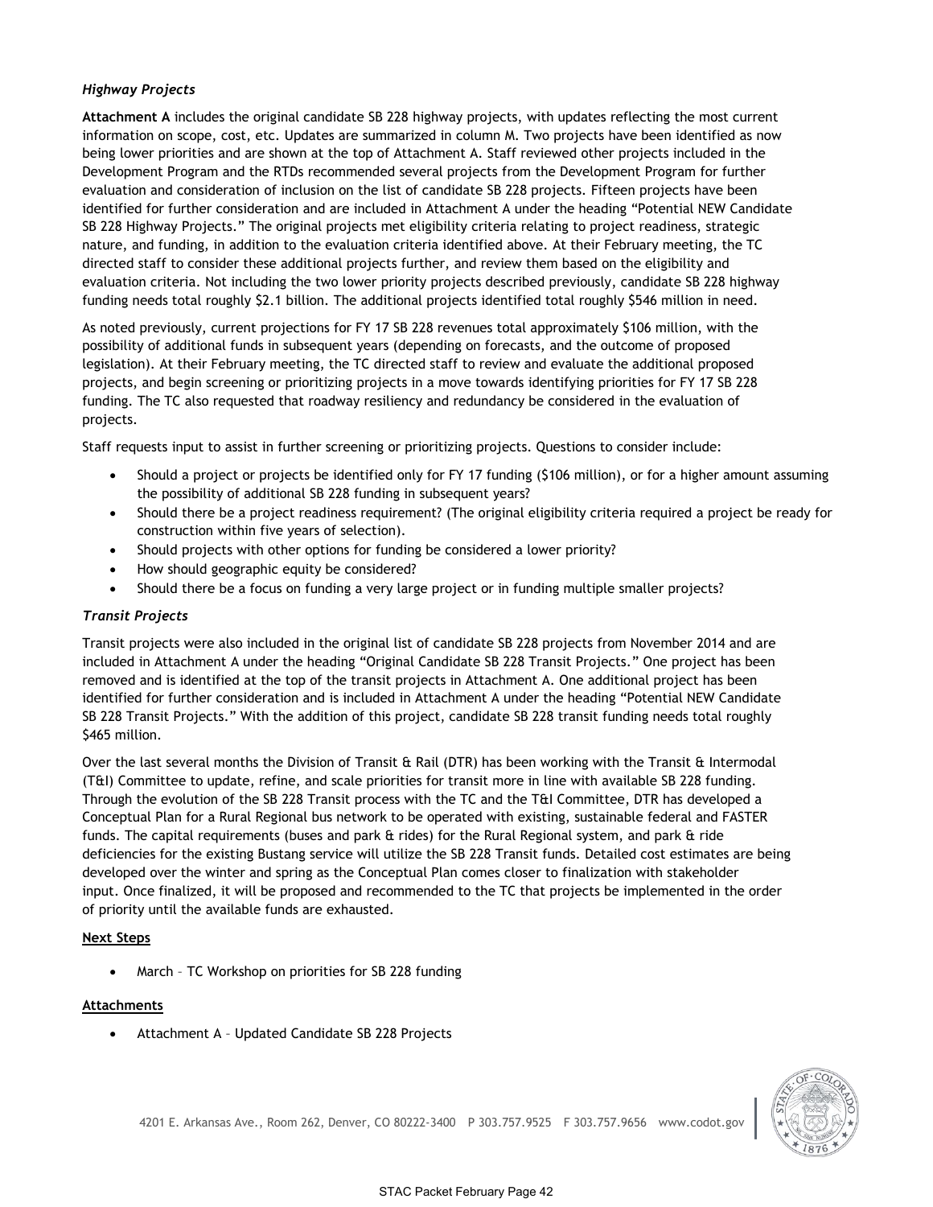### *Highway Projects*

**Attachment A** includes the original candidate SB 228 highway projects, with updates reflecting the most current information on scope, cost, etc. Updates are summarized in column M. Two projects have been identified as now being lower priorities and are shown at the top of Attachment A. Staff reviewed other projects included in the Development Program and the RTDs recommended several projects from the Development Program for further evaluation and consideration of inclusion on the list of candidate SB 228 projects. Fifteen projects have been identified for further consideration and are included in Attachment A under the heading "Potential NEW Candidate SB 228 Highway Projects." The original projects met eligibility criteria relating to project readiness, strategic nature, and funding, in addition to the evaluation criteria identified above. At their February meeting, the TC directed staff to consider these additional projects further, and review them based on the eligibility and evaluation criteria. Not including the two lower priority projects described previously, candidate SB 228 highway funding needs total roughly $2.1 billion. The additional projects identified total roughly $546 million in need.

As noted previously, current projections for FY 17 SB 228 revenues total approximately $106 million, with the possibility of additional funds in subsequent years (depending on forecasts, and the outcome of proposed legislation). At their February meeting, the TC directed staff to review and evaluate the additional proposed projects, and begin screening or prioritizing projects in a move towards identifying priorities for FY 17 SB 228 funding. The TC also requested that roadway resiliency and redundancy be considered in the evaluation of projects.

Staff requests input to assist in further screening or prioritizing projects. Questions to consider include:

- Should a project or projects be identified only for FY 17 funding ($106 million), or for a higher amount assuming the possibility of additional SB 228 funding in subsequent years?
- Should there be a project readiness requirement? (The original eligibility criteria required a project be ready for construction within five years of selection).
- Should projects with other options for funding be considered a lower priority?
- How should geographic equity be considered?
- Should there be a focus on funding a very large project or in funding multiple smaller projects?

### *Transit Projects*

Transit projects were also included in the original list of candidate SB 228 projects from November 2014 and are included in Attachment A under the heading "Original Candidate SB 228 Transit Projects." One project has been removed and is identified at the top of the transit projects in Attachment A. One additional project has been identified for further consideration and is included in Attachment A under the heading "Potential NEW Candidate SB 228 Transit Projects." With the addition of this project, candidate SB 228 transit funding needs total roughly $465 million.

Over the last several months the Division of Transit & Rail (DTR) has been working with the Transit & Intermodal (T&I) Committee to update, refine, and scale priorities for transit more in line with available SB 228 funding. Through the evolution of the SB 228 Transit process with the TC and the T&I Committee, DTR has developed a Conceptual Plan for a Rural Regional bus network to be operated with existing, sustainable federal and FASTER funds. The capital requirements (buses and park & rides) for the Rural Regional system, and park & ride deficiencies for the existing Bustang service will utilize the SB 228 Transit funds. Detailed cost estimates are being developed over the winter and spring as the Conceptual Plan comes closer to finalization with stakeholder input. Once finalized, it will be proposed and recommended to the TC that projects be implemented in the order of priority until the available funds are exhausted.

**Next Steps**

- March – TC Workshop on priorities for SB 228 funding

**Attachments**

- Attachment A – Updated Candidate SB 228 Projects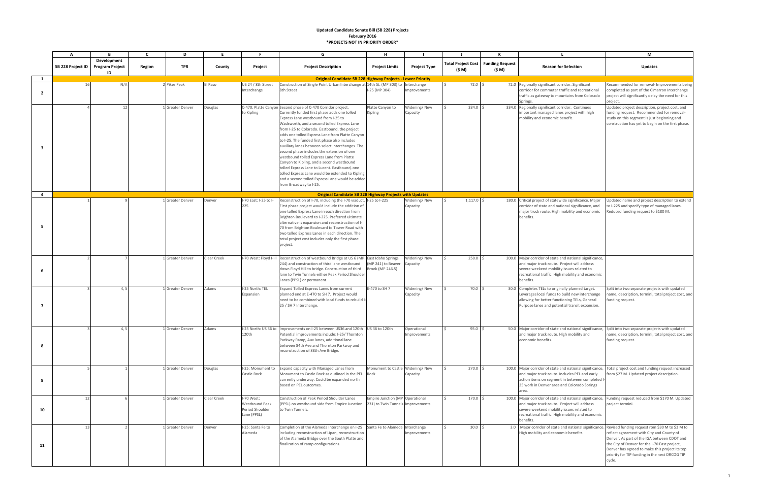**Updated Candidate Senate Bill (SB 228) Projects**
**February 2016**
***PROJECTS NOT IN PRIORITY ORDER***

| | A | B | C | D | E | F | G | H | I | J | K | L | M |
|---|---|---|---|---|---|---|---|---|---|---|---|---|---|
| | SB 228 Project ID | Development Program Project ID | Region | TPR | County | Project | Project Description | Project Limits | Project Type | Total Project Cost ($ M) | Funding Request ($ M) | Reason for Selection | Updates |
| 1 | **Original Candidate SB 228 Highway Projects - Lower Priority** | | | | | | | | | | | | |
| 2 | 16 | N/A | 2 | Pikes Peak | El Paso | US 24 / 8th Street Interchange | Construction of Single Point Urban Interchange at 8th Street | 14th St. (MP 303) to I-25 (MP 304) | Interchange Improvements | $ 72.0 | $ 72.0 | Regionally significant corridor. Significant corridor for commuter traffic and recreational traffic as gateway to mountains from Colorado Springs. | Recommended for removal- Improvements being completed as part of the Cimarron Interchange project will significantly delay the need for this project. |
| 3 | 4 | 12 | 1 | Greater Denver | Douglas | C-470: Platte Canyon to Kipling | Second phase of C-470 Corridor project. Currently funded first phase adds one tolled Express Lane westbound from I-25 to Wadsworth, and a second tolled Express Lane from I-25 to Colorado. Eastbound, the project adds one tolled Express Lane from Platte Canyon to I-25. The funded first phase also includes auxiliary lanes between select interchanges. The second phase includes the extension of one westbound tolled Express Lane from Platte Canyon to Kipling, and a second westbound tolled Express Lane to Lucent. Eastbound, one tolled Express Lane would be extended to Kipling, and a second tolled Express Lane would be added from Broadway to I-25. | Platte Canyon to Kipling | Widening/ New Capacity | $ 334.0 | $ 334.0 | Regionally significant corridor. Continues important managed lanes project with high mobility and economic benefit. | Updated project description, project cost, and funding request. Recommended for removal- study on this segment is just beginning and construction has yet to begin on the first phase. |
| 4 | **Original Candidate SB 228 Highway Projects with Updates** | | | | | | | | | | | | |
| 5 | 1 | 9 | 1 | Greater Denver | Denver | I-70 East: I-25 to I-225 | Reconstruction of I-70, including the I-70 viaduct. First phase project would include the addition of one tolled Express Lane in each direction from Brighton Boulevard to I-225. Preferred ultimate alternative is expansion and reconstruction of I-70 from Brighton Boulevard to Tower Road with two tolled Express Lanes in each direction. The total project cost includes only the first phase project. | I-25 to I-225 | Widening/ New Capacity | $ 1,117.0 | $ 180.0 | Critical project of statewide significance. Major corridor of state and national significance, and major truck route. High mobility and economic benefits. | Updated name and project description to extend to I-225 and specify type of managed lanes. Reduced funding request to $180 M. |
| 6 | 2 | 7 | 1 | Greater Denver | Clear Creek | I-70 West: Floyd Hill | Reconstruction of westbound Bridge at US 6 (MP 244) and construction of third lane westbound down Floyd Hill to bridge. Construction of third lane to Twin Tunnels-either Peak Period Shoulder Lanes (PPSL) or permanent. | East Idaho Springs (MP 241) to Beaver Brook (MP 246.5) | Widening/ New Capacity | $ 250.0 | $ 200.0 | Major corridor of state and national significance, and major truck route. Project will address severe weekend mobility issues related to recreational traffic. High mobility and economic benefits. | |
| 7 | 3 | 4, 5 | 1 | Greater Denver | Adams | I-25 North: TEL Expansion | Expand Tolled Express Lanes from current planned end at E-470 to SH 7. Project would need to be combined with local funds to rebuild I-25 / SH 7 Interchange. | E-470 to SH 7 | Widening/ New Capacity | $ 70.0 | $ 30.0 | Completes TELs to originally planned target. Leverages local funds to build new interchange allowing for better functioning TELs, General Purpose lanes and potential transit expansion. | Split into two separate projects with updated name, description, termini, total project cost, and funding request. |
| 8 | 3 | 4, 5 | 1 | Greater Denver | Adams | I-25 North: US 36 to 120th | Improvements on I-25 between US36 and 120th Potential improvements include: I-25/ Thornton Parkway Ramp, Aux lanes, additional lane between 84th Ave and Thornton Parkway and reconstruction of 88th Ave Bridge. | US 36 to 120th | Operational Improvements | $ 95.0 | $ 50.0 | Major corridor of state and national significance, and major truck route. High mobility and economic benefits. | Split into two separate projects with updated name, description, termini, total project cost, and funding request. |
| 9 | 5 | 1 | 1 | Greater Denver | Douglas | I-25: Monument to Castle Rock | Expand capacity with Managed Lanes from Monument to Castle Rock as outlined in the PEL currently underway. Could be expanded north based on PEL outcomes. | Monument to Castle Rock | Widening/ New Capacity | $ 270.0 | $ 100.0 | Major corridor of state and national significance, and major truck route. Includes PEL and early action items on segment in between completed I-25 work in Denver area and Colorado Springs area. | Total project cost and funding request increased from $27 M. Updated project description. |
| 10 | 12 | 6 | 1 | Greater Denver | Clear Creek | I-70 West: Westbound Peak Period Shoulder Lane (PPSL) | Construction of Peak Period Shoulder Lanes (PPSL) on westbound side from Empire Junction to Twin Tunnels. | Empire Junction (MP 231) to Twin Tunnels | Operational Improvements | $ 170.0 | $ 100.0 | Major corridor of state and national significance, and major truck route. Project will address severe weekend mobility issues related to recreational traffic. High mobility and economic benefits. | Funding request reduced from $170 M. Updated project termini. |
| 11 | 13 | 2 | 1 | Greater Denver | Denver | I-25: Santa Fe to Alameda | Completion of the Alameda Interchange on I-25 including reconstruction of Lipan, reconstruction of the Alameda Bridge over the South Platte and finalization of ramp configurations. | Santa Fe to Alameda | Interchange Improvements | $ 30.0 | $ 3.0 | Major corridor of state and national significance. High mobility and economic benefits. | Revised funding request rom $30 M to $3 M to reflect agreement with City and County of Denver. As part of the IGA between CDOT and the City of Denver for the I-70 East project, Denver has agreed to make this project its top priority for TIP funding in the next DRCOG TIP cycle. |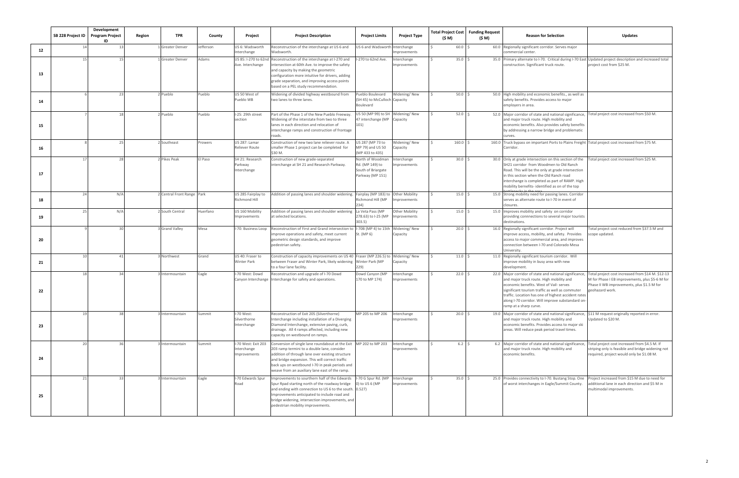| | SB 228 Project ID | Development Program Project ID | Region | TPR | County | Project | Project Description | Project Limits | Project Type | Total Project Cost ($ M) | Funding Request ($ M) | Reason for Selection | Updates |
|---|---|---|---|---|---|---|---|---|---|---|---|---|---|
| 12 | 14 | 13 | 1 | Greater Denver | Jefferson | US 6: Wadsworth Interchange | Reconstruction of the interchange at US 6 and Wadsworth. | US 6 and Wadsworth | Interchange Improvements | $ 60.0 | $ 60.0 | Regionally significant corridor. Serves major commercial center. | |
| 13 | 15 | 15 | 1 | Greater Denver | Adams | US 85: I-270 to 62nd Ave. Interchange | Reconstruction of the interchange at I-270 and intersection at 60th Ave. to improve the safety and capacity by making the geometric configuration more intuitive for drivers, adding grade separation, and improving access points based on a PEL study recommendation. | I-270 to 62nd Ave. | Interchange Improvements | $ 35.0 | $ 35.0 | Primary alternate to I-70. Critical during I-70 East construction. Significant truck route. | Updated project description and increased total project cost from $25 M. |
| 14 | 6 | 23 | 2 | Pueblo | Pueblo | US 50 West of Pueblo WB | Widening of divided highway westbound from two lanes to three lanes. | Pueblo Boulevard (SH 45) to McCulloch Boulevard | Widening/ New Capacity | $ 50.0 | $ 50.0 | High mobility and economic benefits., as well as safety benefits. Provides access to major employers in area. | |
| 15 | 7 | 18 | 2 | Pueblo | Pueblo | I-25: 29th street section | Part of the Phase 1 of the New Pueblo Freeway. Widening of the interstate from two to three lanes in each direction and relocation of interchange ramps and construction of frontage roads. | US 50 (MP 99) to SH 47 interchange (MP 101) | Widening/ New Capacity | $ 52.0 | $ 52.0 | Major corridor of state and national significance, and major truck route. High mobility and economic benefits. Also provides safety benefits by addressing a narrow bridge and problematic curves. | Total project cost increased from $50 M. |
| 16 | 8 | 25 | 2 | Southeast | Prowers | US 287: Lamar Reliever Route | Construction of new two lane reliever route. A smaller Phase 1 project can be completed for $30 M. | US 287 (MP 73 to MP 79) and US 50 (MP 433 to 435) | Widening/ New Capacity | $ 160.0 | $ 160.0 | Truck bypass on important Ports to Plains Freight Corridor. | Total project cost increased from $75 M. |
| 17 | 17 | 28 | 2 | Pikes Peak | El Paso | SH 21: Research Parkway Interchange | Construction of new grade-separated interchange at SH 21 and Research Parkway. | North of Woodman Rd. (MP 149) to South of Briargate Parkway (MP 151) | Interchange Improvements | $ 30.0 | $ 30.0 | Only at grade intersection on this section of the SH21 corridor from Woodmen to Old Ranch Road. This will be the only at grade intersection in this section when the Old Ranch road interchange is completed as part of RAMP. High mobility benefits- identified as on of the top bottlenecks in the area. | Total project cost increased from $25 M. |
| 18 | 24 | N/A | 2 | Central Front Range | Park | US 285 Fairplay to Richmond Hill | Addition of passing lanes and shoulder widening. | Fairplay (MP 183) to Richmond Hill (MP 234) | Other Mobility Improvements | $ 15.0 | $ 15.0 | Strong mobility need for passing lanes. Corridor serves as alternate route to I-70 in event of closures. | |
| 19 | 25 | N/A | 2 | South Central | Huerfano | US 160 Mobility Improvements | Addition of passing lanes and shoulder widening at selected locations. | La Veta Pass (MP 278.63) to I-25 (MP 303.5) | Other Mobility Improvements | $ 15.0 | $ 15.0 | Improves mobility and safety on corridor providing connnections to several major tourists destinations. | |
| 20 | 9 | 30 | 3 | Grand Valley | Mesa | I-70: Business Loop | Reconstruction of First and Grand intersection to improve operations and safety, meet current geometric design standards, and improve pedestrian safety. | I-70B (MP 4) to 15th St. (MP 6) | Widening/ New Capacity | $ 20.0 | $ 16.0 | Regionally significant corridor. Project will improve access, mobility, and safety. Provides access to major commercial area, and improves connection between I-70 and Colorado Mesa University. | Total project cost reduced from $37.5 M and scope updated. |
| 21 | 10 | 41 | 3 | Northwest | Grand | US 40: Fraser to Winter Park | Construction of capacity improvements on US 40 between Fraser and Winter Park, likely widening to a four lane facility. | Fraser (MP 226.5) to Winter Park (MP 229) | Widening/ New Capacity | $ 11.0 | $ 11.0 | Regionally significant tourism corridor. Will improve mobility in busy area with new development. | |
| 22 | 18 | 34 | 3 | Intermountain | Eagle | I-70 West: Dowd Canyon Interchange | Reconstruction and upgrade of I-70 Dowd Interchange for safety and operations. | Dowd Canyon (MP 170 to MP 174) | Interchange Improvements | $ 22.0 | $ 22.0 | Major corridor of state and national significance, and major truck route. High mobility and economic benefits. West of Vail- serves significant tourism traffic as well as commuter traffic. Location has one of highest accident rates along I-70 corridor. Will improve substandard on-ramp at a sharp curve. | Total project cost increased from $14 M. $12-13 M for Phase I EB improvements, plus $5-6 M for Phase II WB improvements, plus $1.5 M for geohazard work. |
| 23 | 19 | 38 | 3 | Intermountain | Summit | I-70 West: Silverthorne Interchange | Reconstruction of Exit 205 (Silverthorne) Interchange including installation of a Diverging Diamond Interchange, extensive paving, curb, drainage. All 4 ramps affected, including new capacity on westbound on ramps. | MP 205 to MP 206 | Interchange Improvements | $ 20.0 | $ 19.0 | Major corridor of state and national significance, and major truck route. High mobility and economic benefits. Provides access to major ski areas. Will reduce peak period travel times. | $11 M request originally reported in error. Updated to $20 M. |
| 24 | 20 | 36 | 3 | Intermountain | Summit | I-70 West: Exit 203 Interchange Improvements | Conversion of single lane roundabout at the Exit 203 ramp termini to a double lane, consider addition of through lane over existing structure and bridge expansion. This will correct traffic back ups on westbound I-70 in peak periods and weave from an auxiliary lane east of the ramp. | MP 202 to MP 203 | Interchange Improvements | $ 6.2 | $ 6.2 | Major corridor of state and national significance, and major truck route. High mobility and economic benefits. | Total project cost increased from $4.5 M. If striping only is feasible and bridge widening not required, project would only be $1.08 M. |
| 25 | 21 | 33 | 3 | Intermountain | Eagle | I-70 Edwards Spur Road | Improvements to sourthern half of the Edwards Spur Rpad starting north of the roadway bridge and ending with connection to US 6 to the south. Improvements anticipated to include road and bridge widening, intersection improvements, and pedestrian mobility improvements. | I-70 G Spur Rd. (MP 0) to US 6 (MP 0.527) | Interchange Improvements | $ 35.0 | $ 25.0 | Provides connectivity to I-70. Bustang Stop. One of worst interchanges in Eagle/Summit County. | Project increased from $15 M due to need for additional lane in each direction and $5 M in multimodal improvements. |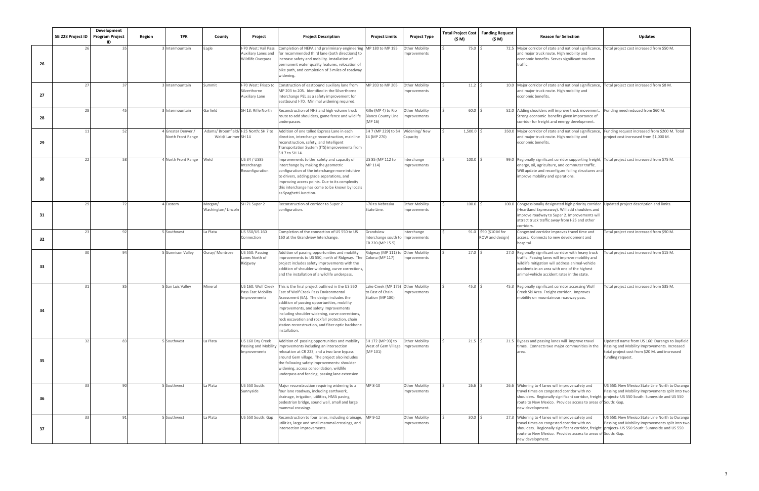| | SB 228 Project ID | Development Program Project ID | Region | TPR | County | Project | Project Description | Project Limits | Project Type | Total Project Cost ($ M) | Funding Request ($ M) | Reason for Selection | Updates |
|---|---|---|---|---|---|---|---|---|---|---|---|---|---|
| 26 | 26 | 35 | 3 | Intermountain | Eagle | I-70 West: Vail Pass Auxiliary Lanes and Wildlife Overpass | Completion of NEPA and preliminary engineering for recommended third lane (both directions) to increase safety and mobility. Installation of permanent water quality features, relocation of bike path, and completion of 3 miles of roadway widening. | MP 180 to MP 195 | Other Mobility Improvements | $ 75.0 | $ 72.5 | Major corridor of state and national significance, and major truck route. High mobility and economic benefits. Serves significant tourism traffic. | Total project cost increased from $50 M. |
| 27 | 27 | 37 | 3 | Intermountain | Summit | I-70 West: Frisco to Silverthorne Auxiliary Lane | Construction of eastbound auxiliary lane from MP 203 to 205. Identified in the Silverthorne Interchange PEL as a safety improvement for eastbound I-70. Minimal widening required. | MP 203 to MP 205 | Other Mobility Improvements | $ 11.2 | $ 10.0 | Major corridor of state and national significance, and major truck route. High mobility and economic benefits. | Total project cost increased from $8 M. |
| 28 | 28 | 45 | 3 | Intermountain | Garfield | SH 13: Rifle North | Reconstruction of NHS and high volume truck route to add shoulders, game fence and wildlife underpasses. | Rifle (MP 4) to Rio Blanco County Line (MP 16) | Other Mobility Improvements | $ 60.0 | $ 52.0 | Adding shoulders will improve truck movement. Strong economic benefits given importance of corridor for freight and energy development. | Funding need reduced from $60 M. |
| 29 | 11 | 52 | 4 | Greater Denver / North Front Range | Adams/ Broomfield/ Weld/ Larimer | I-25 North: SH 7 to SH 14 | Addition of one tolled Express Lane in each direction, interchange reconstruction, mainline reconstruction, safety, and Intelligent Transportation System (ITS) improvements from SH 7 to SH 14. | SH 7 (MP 229) to SH 14 (MP 270) | Widening/ New Capacity | $ 1,500.0 | $ 350.0 | Major corridor of state and national significance, and major truck route. High mobility and economic benefits. | Funding request increased from $200 M. Total project cost increased from $1,000 M. |
| 30 | 22 | 58 | 4 | North Front Range | Weld | US 34 / US85 Interchange Reconfiguration | Improvements to the safety and capacity of interchange by making the geometric configuration of the interchange more intuitive to drivers, adding grade separations, and improving access points. Due to its complexity this interchange has come to be known by locals as Spaghetti Junction. | US 85 (MP 112 to MP 114) | Interchange Improvements | $ 100.0 | $ 99.0 | Regionally significant corridor supporting freight, energy, oil, agriculture, and commuter traffic. Will update and reconfigure failing structures and improve mobility and operations. | Total project cost increased from $75 M. |
| 31 | 29 | 72 | 4 | Eastern | Morgan/ Washington/ Lincoln | SH 71 Super 2 | Reconstruction of corridor to Super 2 configuration. | I-70 to Nebraska State Line. | Other Mobility Improvements | $ 100.0 | $ 100.0 | Congressionally designated high priority corridor (Heartland Expressway). Will add shoulders and improve roadway to Super 2. Improvements will attract truck traffic away from I-25 and other corridors. | Updated project description and limits. |
| 32 | 23 | 92 | 5 | Southwest | La Plata | US 550/US 160 Connection | Completion of the connection of US 550 to US 160 at the Grandview Interchange. | Grandview Interchange south to CR 220 (MP 15.5) | Interchange Improvements | $ 91.0 | $90 ($10 M for ROW and design) | Congested corridor improves travel time and access. Connects to new development and hospital. | Total project cost increased from $90 M. |
| 33 | 30 | 94 | 5 | Gunnison Valley | Ouray/ Montrose | US 550: Passing Lanes North of Ridgway | Addition of passing opportunities and mobility improvements to US 550, north of Ridgway. The project includes safety Improvements with the addition of shoulder widening, curve corrections, and the installation of a wildlife underpass. | Ridgway (MP 111) to Colona (MP 117) | Other Mobility Improvements | $ 27.0 | $ 27.0 | Regionally significant corridor with heavy truck traffic. Passing lanes will improve mobility and wildlife mitigation will address animal-vehicle accidents in an area with one of the highest animal-vehicle accident rates in the state. | Total project cost increased from $15 M. |
| 34 | 31 | 85 | 5 | San Luis Valley | Mineral | US 160: Wolf Creek Pass East Mobility Improvements | This is the final project outlined in the US 550 East of Wolf Creek Pass Environmental Assessment (EA). The design includes the addition of passing opportunities, mobility improvements, and safety Improvements including shoulder widening, curve corrections, rock excavation and rockfall protection, chain station reconstruction, and fiber optic backbone installation. | Lake Creek (MP 175) to East of Chain Station (MP 180) | Other Mobility Improvements | $ 45.3 | $ 45.3 | Regionally significant corridor accessing Wolf Creek Ski Area. Freight corridor. Improves mobility on mountainous roadway pass. | Total project cost increased from $35 M. |
| 35 | 32 | 83 | 5 | Southwest | La Plata | US 160 Dry Creek Passing and Mobility Improvements | Addition of passing opportunities and mobility improvements including an intersection relocation at CR 223, and a two lane bypass around Gem village. The project also includes the following safety improvements: shoulder widening, access consolidation, wildlife underpass and fencing, passing lane extension. | SH 172 (MP 93) to West of Gem Village (MP 101) | Other Mobility Improvements | $ 21.5 | $ 21.5 | Bypass and passing lanes will improve travel times. Connects two major communities in the area. | Updated name from US 160: Durango to Bayfield Passing and Mobility Improvements. Increased total project cost from $20 M. and increased funding request. |
| 36 | 33 | 90 | 5 | Southwest | La Plata | US 550 South: Sunnyside | Major reconstruction requiring widening to a four lane roadway, including earthwork, drainage, irrigation, utilities, HMA paving, pedestrian bridge, sound wall, small and large mammal crossings. | MP 8-10 | Other Mobility Improvements | $ 26.6 | $ 26.6 | Widening to 4 lanes will improve safety and travel times on congested corridor with no shoulders. Regionally significant corridor, freight route to New Mexico. Provides access to areas of new development. | US 550: New Mexico State Line North to Durango Passing and Mobility Improvements split into two projects- US 550 South: Sunnyside and US 550 South: Gap. |
| 37 | 33 | 91 | 5 | Southwest | La Plata | US 550 South: Gap | Reconstruction to four lanes, including drainage, utilities, large and small mammal crossings, and intersection improvements. | MP 9-12 | Other Mobility Improvements | $ 30.0 | $ 27.3 | Widening to 4 lanes will improve safety and travel times on congested corridor with no shoulders. Regionally significant corridor, freight route to New Mexico. Provides access to areas of new development. | US 550: New Mexico State Line North to Durango Passing and Mobility Improvements split into two projects- US 550 South: Sunnyside and US 550 South: Gap. |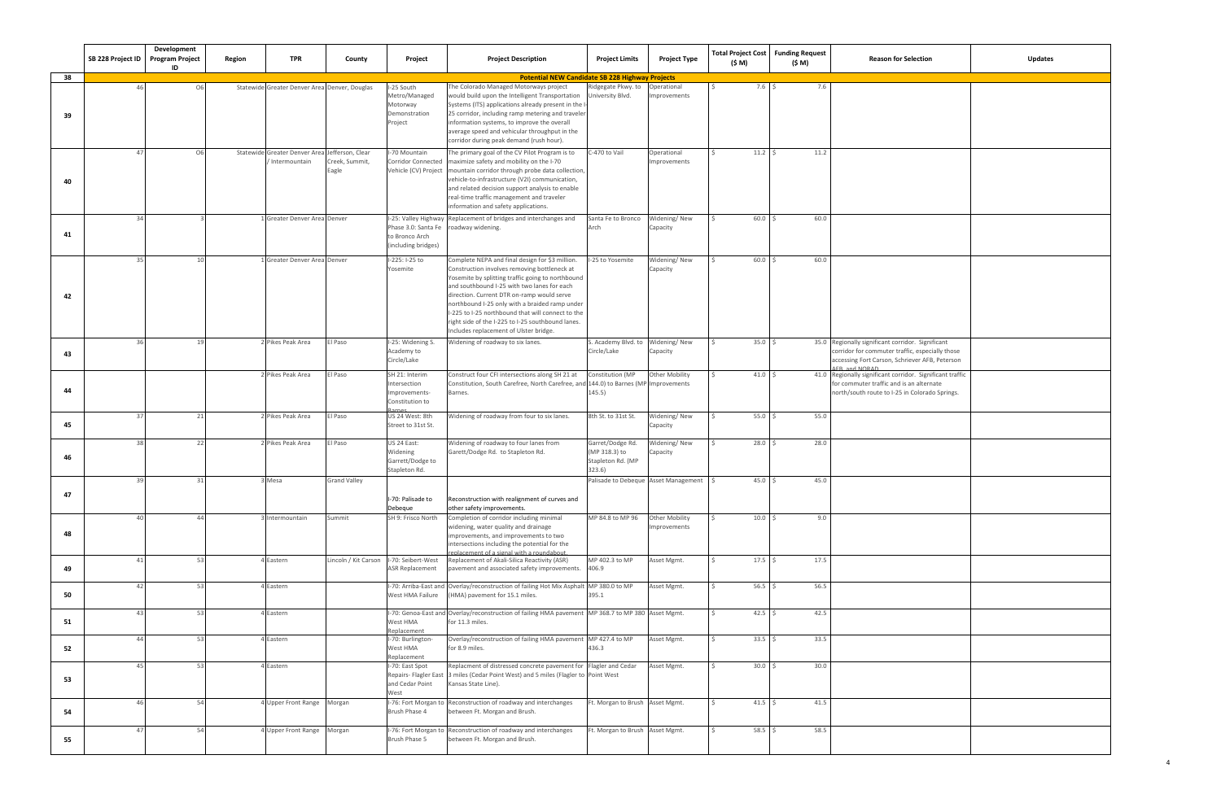| | SB 228 Project ID | Development Program Project ID | Region | TPR | County | Project | Project Description | Project Limits | Project Type | Total Project Cost ($ M) | Funding Request ($ M) | Reason for Selection | Updates |
|---|---|---|---|---|---|---|---|---|---|---|---|---|---|
| 38 | **Potential NEW Candidate SB 228 Highway Projects** | | | | | | | | | | | | |
| 39 | 46 | O6 | Statewide | Greater Denver Area | Denver, Douglas | I-25 South Metro/Managed Motorway Demonstration Project | The Colorado Managed Motorways project would build upon the Intelligent Transportation Systems (ITS) applications already present in the I-25 corridor, including ramp metering and traveler information systems, to improve the overall average speed and vehicular throughput in the corridor during peak demand (rush hour). | Ridgegate Pkwy. to University Blvd. | Operational Improvements | $ 7.6 | $ 7.6 | | |
| 40 | 47 | O6 | Statewide | Greater Denver Area / Intermountain | Jefferson, Clear Creek, Summit, Eagle | I-70 Mountain Corridor Connected Vehicle (CV) Project | The primary goal of the CV Pilot Program is to maximize safety and mobility on the I-70 mountain corridor through probe data collection, vehicle-to-infrastructure (V2I) communication, and related decision support analysis to enable real-time traffic management and traveler information and safety applications. | C-470 to Vail | Operational Improvements | $ 11.2 | $ 11.2 | | |
| 41 | 34 | 3 | 1 | Greater Denver Area | Denver | I-25: Valley Highway Phase 3.0: Santa Fe to Bronco Arch (including bridges) | Replacement of bridges and interchanges and roadway widening. | Santa Fe to Bronco Arch | Widening/ New Capacity | $ 60.0 | $ 60.0 | | |
| 42 | 35 | 10 | 1 | Greater Denver Area | Denver | I-225: I-25 to Yosemite | Complete NEPA and final design for $3 million. Construction involves removing bottleneck at Yosemite by splitting traffic going to northbound and southbound I-25 with two lanes for each direction. Current DTR on-ramp would serve northbound I-25 only with a braided ramp under I-225 to I-25 northbound that will connect to the right side of the I-225 to I-25 southbound lanes. Includes replacement of Ulster bridge. | I-25 to Yosemite | Widening/ New Capacity | $ 60.0 | $ 60.0 | | |
| 43 | 36 | 19 | 2 | Pikes Peak Area | El Paso | I-25: Widening S. Academy to Circle/Lake | Widening of roadway to six lanes. | S. Academy Blvd. to Circle/Lake | Widening/ New Capacity | $ 35.0 | $ 35.0 | Regionally significant corridor. Significant corridor for commuter traffic, especially those accessing Fort Carson, Schriever AFB, Peterson AFB, and NORAD | |
| 44 | | | 2 | Pikes Peak Area | El Paso | SH 21: Interim Intersection Improvements-Constitution to Barnes | Construct four CFI intersections along SH 21 at Constitution, South Carefree, North Carefree, and Barnes. | Constitution (MP 144.0) to Barnes (MP 145.5) | Other Mobility Improvements | $ 41.0 | $ 41.0 | Regionally significant corridor. Significant traffic for commuter traffic and is an alternate north/south route to I-25 in Colorado Springs. | |
| 45 | 37 | 21 | 2 | Pikes Peak Area | El Paso | US 24 West: 8th Street to 31st St. | Widening of roadway from four to six lanes. | 8th St. to 31st St. | Widening/ New Capacity | $ 55.0 | $ 55.0 | | |
| 46 | 38 | 22 | 2 | Pikes Peak Area | El Paso | US 24 East: Widening Garrett/Dodge to Stapleton Rd. | Widening of roadway to four lanes from Garett/Dodge Rd. to Stapleton Rd. | Garret/Dodge Rd. (MP 318.3) to Stapleton Rd. (MP 323.6) | Widening/ New Capacity | $ 28.0 | $ 28.0 | | |
| 47 | 39 | 31 | 3 | Mesa | Grand Valley | I-70: Palisade to Debeque | Reconstruction with realignment of curves and other safety improvements. | Palisade to Debeque | Asset Management | $ 45.0 | $ 45.0 | | |
| 48 | 40 | 44 | 3 | Intermountain | Summit | SH 9: Frisco North | Completion of corridor including minimal widening, water quality and drainage improvements, and improvements to two intersections including the potential for the replacement of a signal with a roundabout. | MP 84.8 to MP 96 | Other Mobility Improvements | $ 10.0 | $ 9.0 | | |
| 49 | 41 | 53 | 4 | Eastern | Lincoln / Kit Carson | I-70: Seibert-West ASR Replacement | Replacement of Akali-Silica Reactivity (ASR) pavement and associated safety improvements. | MP 402.3 to MP 406.9 | Asset Mgmt. | $ 17.5 | $ 17.5 | | |
| 50 | 42 | 53 | 4 | Eastern | | I-70: Arriba-East and West HMA Failure | Overlay/reconstruction of failing Hot Mix Asphalt (HMA) pavement for 15.1 miles. | MP 380.0 to MP 395.1 | Asset Mgmt. | $ 56.5 | $ 56.5 | | |
| 51 | 43 | 53 | 4 | Eastern | | I-70: Genoa-East and West HMA Replacement | Overlay/reconstruction of failing HMA pavement for 11.3 miles. | MP 368.7 to MP 380 | Asset Mgmt. | $ 42.5 | $ 42.5 | | |
| 52 | 44 | 53 | 4 | Eastern | | I-70: Burlington-West HMA Replacement | Overlay/reconstruction of failing HMA pavement for 8.9 miles. | MP 427.4 to MP 436.3 | Asset Mgmt. | $ 33.5 | $ 33.5 | | |
| 53 | 45 | 53 | 4 | Eastern | | I-70: East Spot Repairs- Flagler East and Cedar Point West | Replacment of distressed concrete pavement for 3 miles (Cedar Point West) and 5 miles (Flagler to Kansas State Line). | Flagler and Cedar Point West | Asset Mgmt. | $ 30.0 | $ 30.0 | | |
| 54 | 46 | 54 | 4 | Upper Front Range | Morgan | I-76: Fort Morgan to Brush Phase 4 | Reconstruction of roadway and interchanges between Ft. Morgan and Brush. | Ft. Morgan to Brush | Asset Mgmt. | $ 41.5 | $ 41.5 | | |
| 55 | 47 | 54 | 4 | Upper Front Range | Morgan | I-76: Fort Morgan to Brush Phase 5 | Reconstruction of roadway and interchanges between Ft. Morgan and Brush. | Ft. Morgan to Brush | Asset Mgmt. | $ 58.5 | $ 58.5 | | |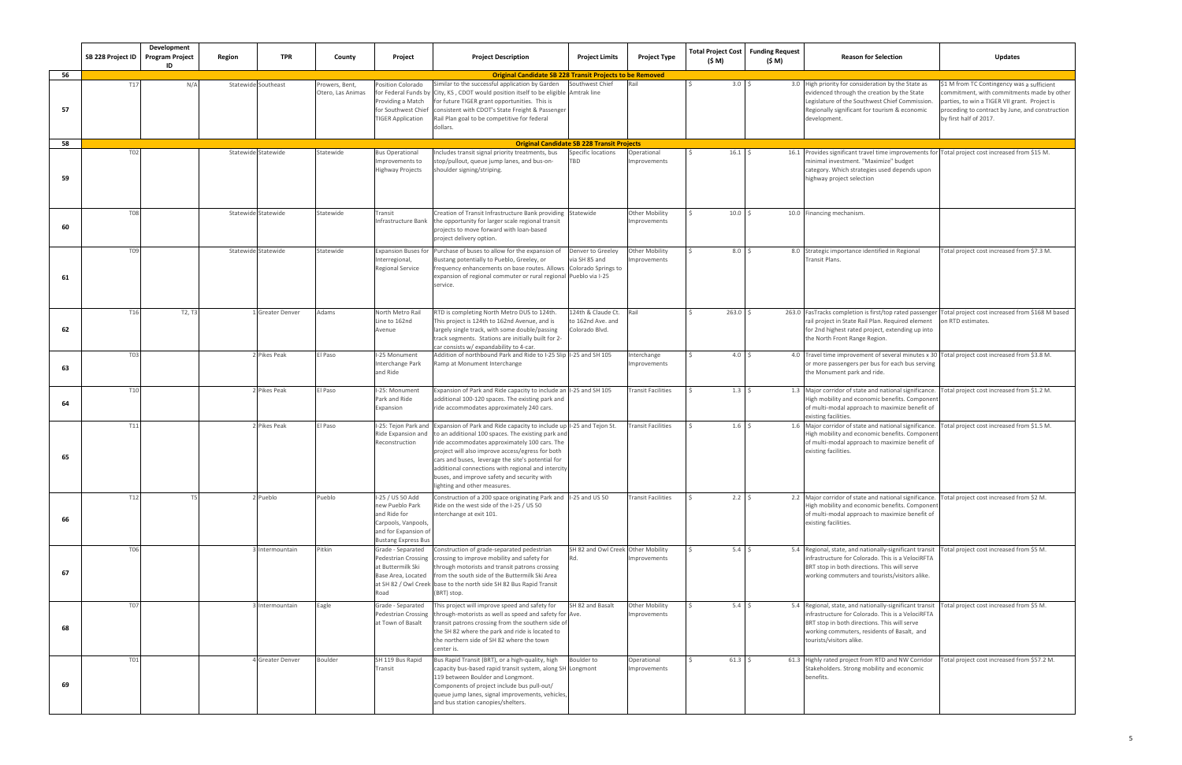| | SB 228 Project ID | Development Program Project ID | Region | TPR | County | Project | Project Description | Project Limits | Project Type | Total Project Cost ($ M) | Funding Request ($ M) | Reason for Selection | Updates |
|---|---|---|---|---|---|---|---|---|---|---|---|---|---|
| 56 | **Original Candidate SB 228 Transit Projects to be Removed** | | | | | | | | | | | | |
| 57 | T17 | N/A | Statewide | Southeast | Prowers, Bent, Otero, Las Animas | Position Colorado for Federal Funds by Providing a Match for Southwest Chief TIGER Application | Similar to the successful application by Garden City, KS , CDOT would position itself to be eligible for future TIGER grant opportunities. This is consistent with CDOT's State Freight & Passenger Rail Plan goal to be competitive for federal dollars. | Southwest Chief Amtrak line | Rail | $ 3.0 | $ 3.0 | High priority for consideration by the State as evidenced through the creation by the State Legislature of the Southwest Chief Commission. Regionally significant for tourism & economic development. | $1 M from TC Contingency was a sufficient commitment, with commitments made by other parties, to win a TIGER VII grant. Project is proceding to contract by June, and construction by first half of 2017. |
| 58 | **Original Candidate SB 228 Transit Projects** | | | | | | | | | | | | |
| 59 | T02 | | Statewide | Statewide | Statewide | Bus Operational Improvements to Highway Projects | Includes transit signal priority treatments, bus stop/pullout, queue jump lanes, and bus-on-shoulder signing/striping. | Specific locations TBD | Operational Improvements | $ 16.1 | $ 16.1 | Provides significant travel time improvements for minimal investment. "Maximize" budget category. Which strategies used depends upon highway project selection | Total project cost increased from $15 M. |
| 60 | T08 | | Statewide | Statewide | Statewide | Transit Infrastructure Bank | Creation of Transit Infrastructure Bank providing the opportunity for larger scale regional transit projects to move forward with loan-based project delivery option. | Statewide | Other Mobility Improvements | $ 10.0 | $ 10.0 | Financing mechanism. | |
| 61 | T09 | | Statewide | Statewide | Statewide | Expansion Buses for Interregional, Regional Service | Purchase of buses to allow for the expansion of Bustang potentially to Pueblo, Greeley, or frequency enhancements on base routes. Allows expansion of regional commuter or rural regional service. | Denver to Greeley via SH 85 and Colorado Springs to Pueblo via I-25 | Other Mobility Improvements | $ 8.0 | $ 8.0 | Strategic importance identified in Regional Transit Plans. | Total project cost increased from $7.3 M. |
| 62 | T16 | T2, T3 | 1 | Greater Denver | Adams | North Metro Rail Line to 162nd Avenue | RTD is completing North Metro DUS to 124th. This project is 124th to 162nd Avenue, and is largely single track, with some double/passing track segments. Stations are initially built for 2-car consists w/ expandability to 4-car. | 124th & Claude Ct. to 162nd Ave. and Colorado Blvd. | Rail | $ 263.0 | $ 263.0 | FasTracks completion is first/top rated passenger rail project in State Rail Plan. Required element for 2nd highest rated project, extending up into the North Front Range Region. | Total project cost increased from $168 M based on RTD estimates. |
| 63 | T03 | | 2 | Pikes Peak | El Paso | I-25 Monument Interchange Park and Ride | Addition of northbound Park and Ride to I-25 Slip Ramp at Monument Interchange | I-25 and SH 105 | Interchange Improvements | $ 4.0 | $ 4.0 | Travel time improvement of several minutes x 30 or more passengers per bus for each bus serving the Monument park and ride. | Total project cost increased from $3.8 M. |
| 64 | T10 | | 2 | Pikes Peak | El Paso | I-25: Monument Park and Ride Expansion | Expansion of Park and Ride capacity to include an additional 100-120 spaces. The existing park and ride accommodates approximately 240 cars. | I-25 and SH 105 | Transit Facilities | $ 1.3 | $ 1.3 | Major corridor of state and national significance. High mobility and economic benefits. Component of multi-modal approach to maximize benefit of existing facilities. | Total project cost increased from $1.2 M. |
| 65 | T11 | | 2 | Pikes Peak | El Paso | I-25: Tejon Park and Ride Expansion and Reconstruction | Expansion of Park and Ride capacity to include up to an additional 100 spaces. The existing park and ride accommodates approximately 100 cars. The project will also improve access/egress for both cars and buses, leverage the site's potential for additional connections with regional and intercity buses, and improve safety and security with lighting and other measures. | I-25 and Tejon St. | Transit Facilities | $ 1.6 | $ 1.6 | Major corridor of state and national significance. High mobility and economic benefits. Component of multi-modal approach to maximize benefit of existing facilities. | Total project cost increased from $1.5 M. |
| 66 | T12 | T5 | 2 | Pueblo | Pueblo | I-25 / US 50 Add new Pueblo Park and Ride for Carpools, Vanpools, and for Expansion of Bustang Express Bus | Construction of a 200 space originating Park and Ride on the west side of the I-25 / US 50 interchange at exit 101. | I-25 and US 50 | Transit Facilities | $ 2.2 | $ 2.2 | Major corridor of state and national significance. High mobility and economic benefits. Component of multi-modal approach to maximize benefit of existing facilities. | Total project cost increased from $2 M. |
| 67 | T06 | | 3 | Intermountain | Pitkin | Grade - Separated Pedestrian Crossing at Buttermilk Ski Base Area, Located at SH 82 / Owl Creek Road | Construction of grade-separated pedestrian crossing to improve mobility and safety for through motorists and transit patrons crossing from the south side of the Buttermilk Ski Area base to the north side SH 82 Bus Rapid Transit (BRT) stop. | SH 82 and Owl Creek Rd. | Other Mobility Improvements | $ 5.4 | $ 5.4 | Regional, state, and nationally-significant transit infrastructure for Colorado. This is a VelociRFTA BRT stop in both directions. This will serve working commuters and tourists/visitors alike. | Total project cost increased from $5 M. |
| 68 | T07 | | 3 | Intermountain | Eagle | Grade - Separated Pedestrian Crossing at Town of Basalt | This project will improve speed and safety for through-motorists as well as speed and safety for transit patrons crossing from the southern side of the SH 82 where the park and ride is located to the northern side of SH 82 where the town center is. | SH 82 and Basalt Ave. | Other Mobility Improvements | $ 5.4 | $ 5.4 | Regional, state, and nationally-significant transit infrastructure for Colorado. This is a VelociRFTA BRT stop in both directions. This will serve working commuters, residents of Basalt, and tourists/visitors alike. | Total project cost increased from $5 M. |
| 69 | T01 | | 4 | Greater Denver | Boulder | SH 119 Bus Rapid Transit | Bus Rapid Transit (BRT), or a high-quality, high capacity bus-based rapid transit system, along SH 119 between Boulder and Longmont. Components of project include bus pull-out/ queue jump lanes, signal improvements, vehicles, and bus station canopies/shelters. | Boulder to Longmont | Operational Improvements | $ 61.3 | $ 61.3 | Highly rated project from RTD and NW Corridor Stakeholders. Strong mobility and economic benefits. | Total project cost increased from $57.2 M. |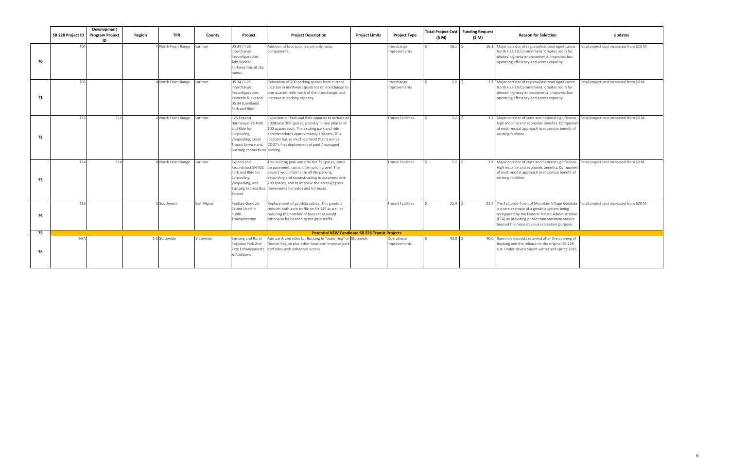| | SB 228 Project ID | Development Program Project ID | Region | TPR | County | Project | Project Description | Project Limits | Project Type | Total Project Cost ($ M) | Funding Request ($ M) | Reason for Selection | Updates |
|---|---|---|---|---|---|---|---|---|---|---|---|---|---|
| 70 | T04 | | 4 | North Front Range | Larimer | US 34 / I-25 Interchange Reconfiguration: Add Kendall Parkway transit slip ramps | Addition of four total transit-only ramp components. | | Interchange Improvements | $ 16.1 | $ 16.1 | Major corridor of regional/national significance. North I-25 EIS Commitment. Creates room for phased highway improvements. Improves bus operating efficiency and access capacity. | Total project cost increased from $15 M. |
| 71 | T05 | | 4 | North Front Range | Larimer | US 34 / I-25 Interchange Reconfiguration: Relocate & expand US 34 (Loveland) Park and Ride | Relocation of 200 parking spaces from current location in northwest quadrant of interchange to one-quarter mile north of the interchange, and increase in parking capacity. | | Interchange Improvements | $ 3.2 | $ 3.2 | Major corridor of regional/national significance. North I-25 EIS Commitment. Creates room for phased highway improvements. Improves bus operating efficiency and access capacity. | Total project cost increased from $3 M. |
| 72 | T13 | T11 | 4 | North Front Range | Larimer | I-25 Expand Harmony/I-25 Park and Ride for Carpooling, Vanpooling, Local Transit Service and Bustang connectivity | Expansion of Park and Ride capacity to include an additional 200 spaces, possibly in two phases of 100 spaces each. The existing park and ride accommodates approximately 100 cars. This location has so much demand that it will be CDOT's first deployment of paid / managed parking. | | Transit Facilities | $ 3.2 | $ 3.2 | Major corridor of state and national significance. High mobility and economic benefits. Component of multi-modal approach to maximize benefit of existing facilities. | Total project cost increased from $3 M. |
| 73 | T14 | T14 | 4 | North Front Range | Larimer | Expand and Reconstruct SH 402 Park and Ride for Carpooling, Vanpooling, and Bustang Express Bus Service | This existing park and ride has 75 spaces, some on pavement, some informal on gravel. The project would formalize all the parking, expanding and reconstructing to accommodate 200 spaces, and to improve the access/egress movements for autos and for buses. | | Transit Facilities | $ 3.2 | $ 3.2 | Major corridor of state and national significance. High mobility and economic benefits. Component of multi-modal approach to maximize benefit of existing facilities. | Total project cost increased from $3 M. |
| 74 | T15 | | 5 | Southwest | San Miguel | Replace Gondola Cabins Used in Public Transportation | Replacement of gondola cabins. This gondola reduces both auto traffic on SH 145 as well as reducing the number of buses that would otherwise be needed to mitigate traffic. | | Transit Facilities | $ 21.4 | $ 21.4 | The Telluride-Town of Mountain Village Gondola is a rare example of a gondola system being recognized by the Federal Transit Administration (FTA) as providing public transportation service beyond the more obvious recreation purpose. | Total project cost increased from $20 M. |
| 75 | **Potential NEW Candidate SB 228 Transit Projects** | | | | | | | | | | | | |
| 76 | N/A | | 1-5 | Statewide | Statewide | Bustang and Rural Regional Park And Ride Enhancements & Additions | Add partk and rides for Bustang in "outer ring" of Denver Region plus other locations. Improve park and rides with enhanced access | Statewide | Operational Improvements | $ 40.0 | $ 40.0 | Based on requests received after the opening of Bustang and the release on the original SB 228 List. Under development winter and spring 2016. | |